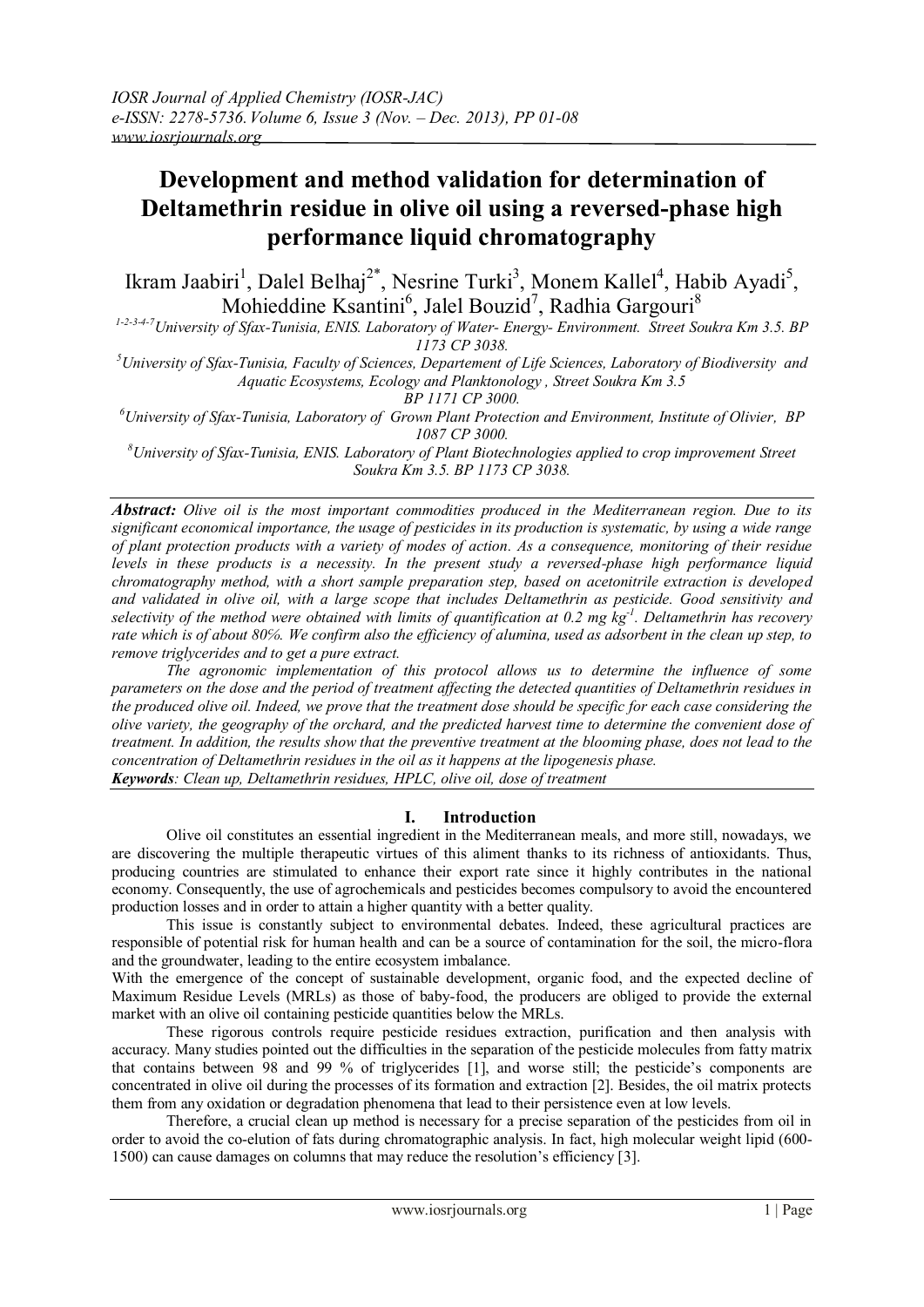# Development and method validation for determination of Deltamethrin residue in olive oil using a reversed-phase high performance liquid chromatography

Ikram Jaabiri[1], Dalel Belhaj[2*], Nesrine Turki[3], Monem Kallel[4], Habib Ayadi[5], Mohieddine Ksantini[6], Jalel Bouzid[7], Radhia Gargouri[8]

[1-2-3-4-7]University of Sfax-Tunisia, ENIS. Laboratory of Water- Energy- Environment. Street Soukra Km 3.5. BP 1173 CP 3038.

[5]University of Sfax-Tunisia, Faculty of Sciences, Departement of Life Sciences, Laboratory of Biodiversity and Aquatic Ecosystems, Ecology and Planktonology , Street Soukra Km 3.5 BP 1171 CP 3000.

[6]University of Sfax-Tunisia, Laboratory of Grown Plant Protection and Environment, Institute of Olivier, BP 1087 CP 3000.

[8]University of Sfax-Tunisia, ENIS. Laboratory of Plant Biotechnologies applied to crop improvement Street Soukra Km 3.5. BP 1173 CP 3038.

***Abstract:*** *Olive oil is the most important commodities produced in the Mediterranean region. Due to its significant economical importance, the usage of pesticides in its production is systematic, by using a wide range of plant protection products with a variety of modes of action. As a consequence, monitoring of their residue levels in these products is a necessity. In the present study a reversed-phase high performance liquid chromatography method, with a short sample preparation step, based on acetonitrile extraction is developed and validated in olive oil, with a large scope that includes Deltamethrin as pesticide. Good sensitivity and selectivity of the method were obtained with limits of quantification at 0.2 mg kg$^{-1}$. Deltamethrin has recovery rate which is of about 80%. We confirm also the efficiency of alumina, used as adsorbent in the clean up step, to remove triglycerides and to get a pure extract.*

*The agronomic implementation of this protocol allows us to determine the influence of some parameters on the dose and the period of treatment affecting the detected quantities of Deltamethrin residues in the produced olive oil. Indeed, we prove that the treatment dose should be specific for each case considering the olive variety, the geography of the orchard, and the predicted harvest time to determine the convenient dose of treatment. In addition, the results show that the preventive treatment at the blooming phase, does not lead to the concentration of Deltamethrin residues in the oil as it happens at the lipogenesis phase.*

***Keywords****: Clean up, Deltamethrin residues, HPLC, olive oil, dose of treatment*

## I. Introduction

Olive oil constitutes an essential ingredient in the Mediterranean meals, and more still, nowadays, we are discovering the multiple therapeutic virtues of this aliment thanks to its richness of antioxidants. Thus, producing countries are stimulated to enhance their export rate since it highly contributes in the national economy. Consequently, the use of agrochemicals and pesticides becomes compulsory to avoid the encountered production losses and in order to attain a higher quantity with a better quality.

This issue is constantly subject to environmental debates. Indeed, these agricultural practices are responsible of potential risk for human health and can be a source of contamination for the soil, the micro-flora and the groundwater, leading to the entire ecosystem imbalance.

With the emergence of the concept of sustainable development, organic food, and the expected decline of Maximum Residue Levels (MRLs) as those of baby-food, the producers are obliged to provide the external market with an olive oil containing pesticide quantities below the MRLs.

These rigorous controls require pesticide residues extraction, purification and then analysis with accuracy. Many studies pointed out the difficulties in the separation of the pesticide molecules from fatty matrix that contains between 98 and 99 % of triglycerides [1], and worse still; the pesticide's components are concentrated in olive oil during the processes of its formation and extraction [2]. Besides, the oil matrix protects them from any oxidation or degradation phenomena that lead to their persistence even at low levels.

Therefore, a crucial clean up method is necessary for a precise separation of the pesticides from oil in order to avoid the co-elution of fats during chromatographic analysis. In fact, high molecular weight lipid (600-1500) can cause damages on columns that may reduce the resolution's efficiency [3].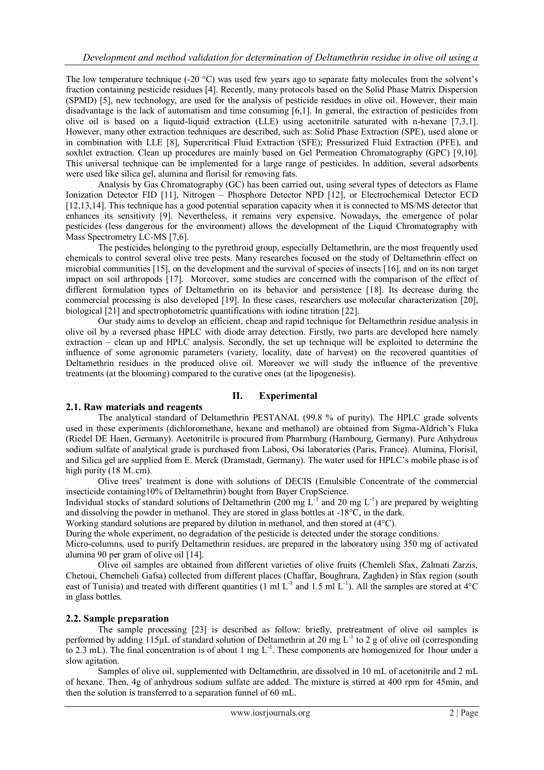The low temperature technique (-20 °C) was used few years ago to separate fatty molecules from the solvent's fraction containing pesticide residues [4]. Recently, many protocols based on the Solid Phase Matrix Dispersion (SPMD) [5], new technology, are used for the analysis of pesticide residues in olive oil. However, their main disadvantage is the lack of automatism and time consuming [6,1]. In general, the extraction of pesticides from olive oil is based on a liquid-liquid extraction (LLE) using acetonitrile saturated with n-hexane [7,3,1]. However, many other extraction techniques are described, such as: Solid Phase Extraction (SPE), used alone or in combination with LLE [8], Supercritical Fluid Extraction (SFE); Pressurized Fluid Extraction (PFE), and soxhlet extraction. Clean up procedures are mainly based on Gel Permeation Chromatography (GPC) [9,10]. This universal technique can be implemented for a large range of pesticides. In addition, several adsorbents were used like silica gel, alumina and florisil for removing fats.

Analysis by Gas Chromatography (GC) has been carried out, using several types of detectors as Flame Ionization Detector FID [11], Nitrogen – Phosphore Detector NPD [12], or Electrochemical Detector ECD [12,13,14]. This technique has a good potential separation capacity when it is connected to MS/MS detector that enhances its sensitivity [9]. Nevertheless, it remains very expensive. Nowadays, the emergence of polar pesticides (less dangerous for the environment) allows the development of the Liquid Chromatography with Mass Spectrometry LC-MS [7,6].

The pesticides belonging to the pyrethroid group, especially Deltamethrin, are the most frequently used chemicals to control several olive tree pests. Many researches focused on the study of Deltamethrin effect on microbial communities [15], on the development and the survival of species of insects [16], and on its non target impact on soil arthropods [17]. Moreover, some studies are concerned with the comparison of the effect of different formulation types of Deltamethrin on its behavior and persistence [18]. Its decrease during the commercial processing is also developed [19]. In these cases, researchers use molecular characterization [20], biological [21] and spectrophotometric quantifications with iodine titration [22].

Our study aims to develop an efficient, cheap and rapid technique for Deltamethrin residue analysis in olive oil by a reversed phase HPLC with diode array detection. Firstly, two parts are developed here namely extraction – clean up and HPLC analysis. Secondly, the set up technique will be exploited to determine the influence of some agronomic parameters (variety, locality, date of harvest) on the recovered quantities of Deltamethrin residues in the produced olive oil. Moreover we will study the influence of the preventive treatments (at the blooming) compared to the curative ones (at the lipogenesis).

# II. Experimental

## 2.1. Raw materials and reagents

The analytical standard of Deltamethrin PESTANAL (99.8 % of purity). The HPLC grade solvents used in these experiments (dichloromethane, hexane and methanol) are obtained from Sigma-Aldrich's Fluka (Riedel DE Haen, Germany). Acetonitrile is procured from Pharmburg (Hambourg, Germany). Pure Anhydrous sodium sulfate of analytical grade is purchased from Labosi, Osi laboratories (Paris, France). Alumina, Florisil, and Silica gel are supplied from E. Merck (Dramstadt, Germany). The water used for HPLC's mobile phase is of high purity (18 M..cm).

Olive trees' treatment is done with solutions of DECIS (Emulsible Concentrate of the commercial insecticide containing10% of Deltamethrin) bought from Bayer CropScience.

Individual stocks of standard solutions of Deltamethrin (200 mg $L^{-1}$ and 20 mg $L^{-1}$) are prepared by weighting and dissolving the powder in methanol. They are stored in glass bottles at -18°C, in the dark.

Working standard solutions are prepared by dilution in methanol, and then stored at (4°C).

During the whole experiment, no degradation of the pesticide is detected under the storage conditions.

Micro-columns, used to purify Deltamethrin residues, are prepared in the laboratory using 350 mg of activated alumina 90 per gram of olive oil [14].

Olive oil samples are obtained from different varieties of olive fruits (Chemleli Sfax, Zalmati Zarzis, Chetoui, Chemcheli Gafsa) collected from different places (Chaffar, Boughrara, Zaghden) in Sfax region (south east of Tunisia) and treated with different quantities (1 ml $L^{-1}$ and 1.5 ml $L^{-1}$). All the samples are stored at 4°C in glass bottles.

## 2.2. Sample preparation

The sample processing [23] is described as follow: briefly, pretreatment of olive oil samples is performed by adding 115µL of standard solution of Deltamethrin at 20 mg $L^{-1}$ to 2 g of olive oil (corresponding to 2.3 mL). The final concentration is of about 1 mg $L^{-1}$. These components are homogenized for 1hour under a slow agitation.

Samples of olive oil, supplemented with Deltamethrin, are dissolved in 10 mL of acetonitrile and 2 mL of hexane. Then, 4g of anhydrous sodium sulfate are added. The mixture is stirred at 400 rpm for 45min, and then the solution is transferred to a separation funnel of 60 mL.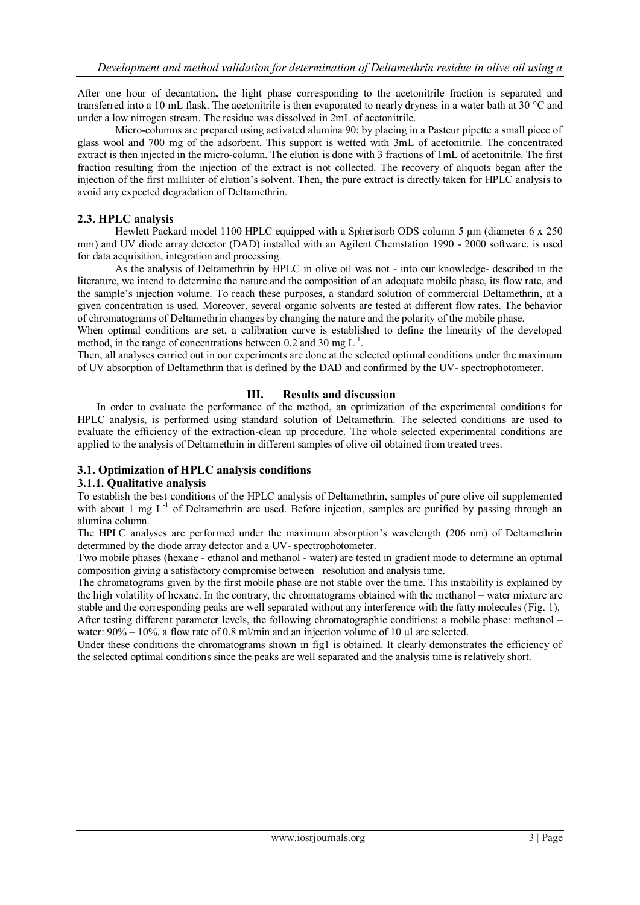After one hour of decantation**,** the light phase corresponding to the acetonitrile fraction is separated and transferred into a 10 mL flask. The acetonitrile is then evaporated to nearly dryness in a water bath at 30 °C and under a low nitrogen stream. The residue was dissolved in 2mL of acetonitrile.

Micro-columns are prepared using activated alumina 90; by placing in a Pasteur pipette a small piece of glass wool and 700 mg of the adsorbent. This support is wetted with 3mL of acetonitrile. The concentrated extract is then injected in the micro-column. The elution is done with 3 fractions of 1mL of acetonitrile. The first fraction resulting from the injection of the extract is not collected. The recovery of aliquots began after the injection of the first milliliter of elution's solvent. Then, the pure extract is directly taken for HPLC analysis to avoid any expected degradation of Deltamethrin.

### 2.3. HPLC analysis

Hewlett Packard model 1100 HPLC equipped with a Spherisorb ODS column 5 µm (diameter 6 x 250 mm) and UV diode array detector (DAD) installed with an Agilent Chemstation 1990 - 2000 software, is used for data acquisition, integration and processing.

As the analysis of Deltamethrin by HPLC in olive oil was not - into our knowledge- described in the literature, we intend to determine the nature and the composition of an adequate mobile phase, its flow rate, and the sample's injection volume. To reach these purposes, a standard solution of commercial Deltamethrin, at a given concentration is used. Moreover, several organic solvents are tested at different flow rates. The behavior of chromatograms of Deltamethrin changes by changing the nature and the polarity of the mobile phase.

When optimal conditions are set, a calibration curve is established to define the linearity of the developed method, in the range of concentrations between 0.2 and 30 mg $L^{-1}$.

Then, all analyses carried out in our experiments are done at the selected optimal conditions under the maximum of UV absorption of Deltamethrin that is defined by the DAD and confirmed by the UV- spectrophotometer.

## III. Results and discussion

In order to evaluate the performance of the method, an optimization of the experimental conditions for HPLC analysis, is performed using standard solution of Deltamethrin. The selected conditions are used to evaluate the efficiency of the extraction-clean up procedure. The whole selected experimental conditions are applied to the analysis of Deltamethrin in different samples of olive oil obtained from treated trees.

### 3.1. Optimization of HPLC analysis conditions

#### 3.1.1. Qualitative analysis

To establish the best conditions of the HPLC analysis of Deltamethrin, samples of pure olive oil supplemented with about 1 mg $L^{-1}$ of Deltamethrin are used. Before injection, samples are purified by passing through an alumina column.

The HPLC analyses are performed under the maximum absorption's wavelength (206 nm) of Deltamethrin determined by the diode array detector and a UV- spectrophotometer.

Two mobile phases (hexane - ethanol and methanol - water) are tested in gradient mode to determine an optimal composition giving a satisfactory compromise between resolution and analysis time.

The chromatograms given by the first mobile phase are not stable over the time. This instability is explained by the high volatility of hexane. In the contrary, the chromatograms obtained with the methanol – water mixture are stable and the corresponding peaks are well separated without any interference with the fatty molecules (Fig. 1).

After testing different parameter levels, the following chromatographic conditions: a mobile phase: methanol – water: 90% – 10%, a flow rate of 0.8 ml/min and an injection volume of 10 µl are selected.

Under these conditions the chromatograms shown in fig1 is obtained. It clearly demonstrates the efficiency of the selected optimal conditions since the peaks are well separated and the analysis time is relatively short.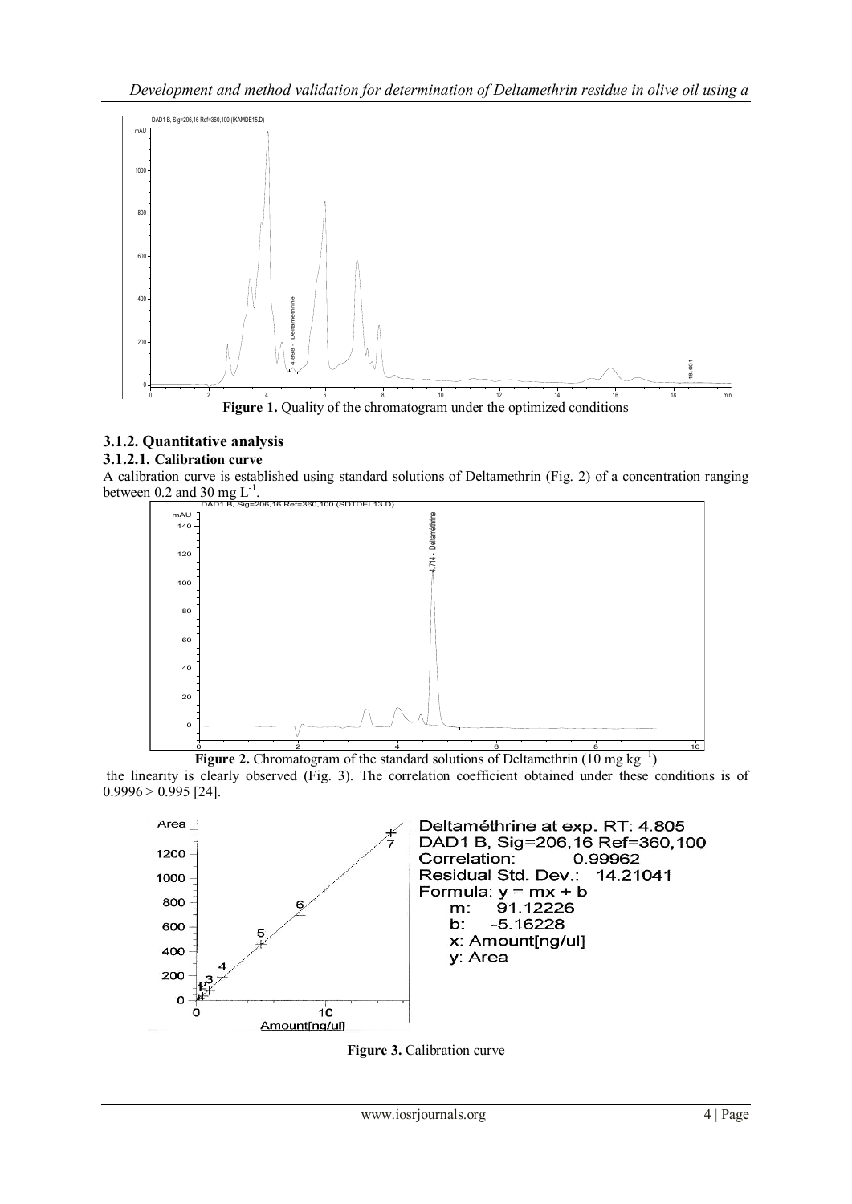**Figure 1.** Quality of the chromatogram under the optimized conditions

### 3.1.2. Quantitative analysis

#### 3.1.2.1. Calibration curve

A calibration curve is established using standard solutions of Deltamethrin (Fig. 2) of a concentration ranging between 0.2 and 30 mg $L^{-1}$.

**Figure 2.** Chromatogram of the standard solutions of Deltamethrin (10 mg $kg^{-1}$)

the linearity is clearly observed (Fig. 3). The correlation coefficient obtained under these conditions is of 0.9996 > 0.995 [24].

**Figure 3.** Calibration curve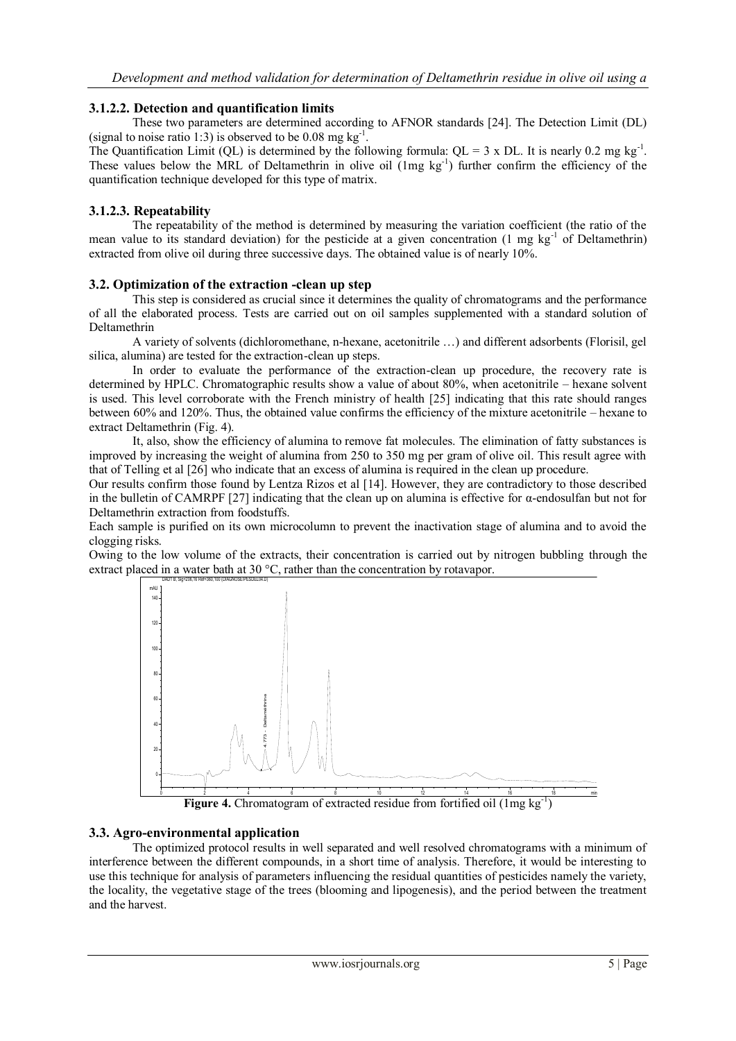### 3.1.2.2. Detection and quantification limits

These two parameters are determined according to AFNOR standards [24]. The Detection Limit (DL) (signal to noise ratio 1:3) is observed to be 0.08 mg $kg^{-1}$.

The Quantification Limit (QL) is determined by the following formula: QL = 3 x DL. It is nearly 0.2 mg $kg^{-1}$. These values below the MRL of Deltamethrin in olive oil (1mg $kg^{-1}$) further confirm the efficiency of the quantification technique developed for this type of matrix.

### 3.1.2.3. Repeatability

The repeatability of the method is determined by measuring the variation coefficient (the ratio of the mean value to its standard deviation) for the pesticide at a given concentration (1 mg $kg^{-1}$ of Deltamethrin) extracted from olive oil during three successive days. The obtained value is of nearly 10%.

## 3.2. Optimization of the extraction -clean up step

This step is considered as crucial since it determines the quality of chromatograms and the performance of all the elaborated process. Tests are carried out on oil samples supplemented with a standard solution of Deltamethrin

A variety of solvents (dichloromethane, n-hexane, acetonitrile …) and different adsorbents (Florisil, gel silica, alumina) are tested for the extraction-clean up steps.

In order to evaluate the performance of the extraction-clean up procedure, the recovery rate is determined by HPLC. Chromatographic results show a value of about 80%, when acetonitrile – hexane solvent is used. This level corroborate with the French ministry of health [25] indicating that this rate should ranges between 60% and 120%. Thus, the obtained value confirms the efficiency of the mixture acetonitrile – hexane to extract Deltamethrin (Fig. 4).

It, also, show the efficiency of alumina to remove fat molecules. The elimination of fatty substances is improved by increasing the weight of alumina from 250 to 350 mg per gram of olive oil. This result agree with that of Telling et al [26] who indicate that an excess of alumina is required in the clean up procedure.

Our results confirm those found by Lentza Rizos et al [14]. However, they are contradictory to those described in the bulletin of CAMRPF [27] indicating that the clean up on alumina is effective for α-endosulfan but not for Deltamethrin extraction from foodstuffs.

Each sample is purified on its own microcolumn to prevent the inactivation stage of alumina and to avoid the clogging risks.

Owing to the low volume of the extracts, their concentration is carried out by nitrogen bubbling through the extract placed in a water bath at 30 °C, rather than the concentration by rotavapor.

**Figure 4.** Chromatogram of extracted residue from fortified oil (1mg $kg^{-1}$)

## 3.3. Agro-environmental application

The optimized protocol results in well separated and well resolved chromatograms with a minimum of interference between the different compounds, in a short time of analysis. Therefore, it would be interesting to use this technique for analysis of parameters influencing the residual quantities of pesticides namely the variety, the locality, the vegetative stage of the trees (blooming and lipogenesis), and the period between the treatment and the harvest.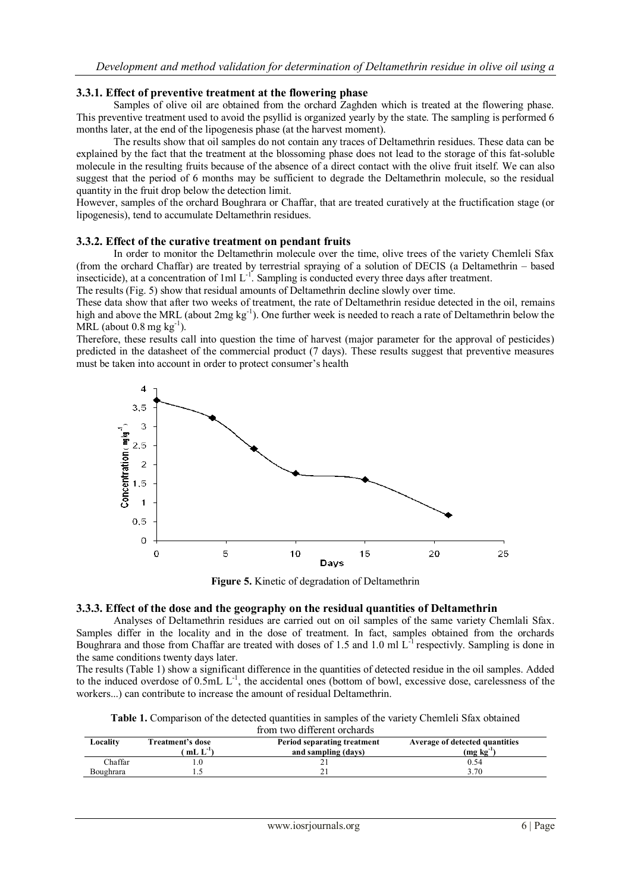### 3.3.1. Effect of preventive treatment at the flowering phase

Samples of olive oil are obtained from the orchard Zaghden which is treated at the flowering phase. This preventive treatment used to avoid the psyllid is organized yearly by the state. The sampling is performed 6 months later, at the end of the lipogenesis phase (at the harvest moment).

The results show that oil samples do not contain any traces of Deltamethrin residues. These data can be explained by the fact that the treatment at the blossoming phase does not lead to the storage of this fat-soluble molecule in the resulting fruits because of the absence of a direct contact with the olive fruit itself. We can also suggest that the period of 6 months may be sufficient to degrade the Deltamethrin molecule, so the residual quantity in the fruit drop below the detection limit.

However, samples of the orchard Boughrara or Chaffar, that are treated curatively at the fructification stage (or lipogenesis), tend to accumulate Deltamethrin residues.

### 3.3.2. Effect of the curative treatment on pendant fruits

In order to monitor the Deltamethrin molecule over the time, olive trees of the variety Chemleli Sfax (from the orchard Chaffar) are treated by terrestrial spraying of a solution of DECIS (a Deltamethrin – based insecticide), at a concentration of 1ml $L^{-1}$. Sampling is conducted every three days after treatment.

The results (Fig. 5) show that residual amounts of Deltamethrin decline slowly over time.

These data show that after two weeks of treatment, the rate of Deltamethrin residue detected in the oil, remains high and above the MRL (about 2mg $kg^{-1}$). One further week is needed to reach a rate of Deltamethrin below the MRL (about 0.8 mg $kg^{-1}$).

Therefore, these results call into question the time of harvest (major parameter for the approval of pesticides) predicted in the datasheet of the commercial product (7 days). These results suggest that preventive measures must be taken into account in order to protect consumer's health

**Figure 5.** Kinetic of degradation of Deltamethrin

### 3.3.3. Effect of the dose and the geography on the residual quantities of Deltamethrin

Analyses of Deltamethrin residues are carried out on oil samples of the same variety Chemlali Sfax. Samples differ in the locality and in the dose of treatment. In fact, samples obtained from the orchards Boughrara and those from Chaffar are treated with doses of 1.5 and 1.0 ml $L^{-1}$ respectivly. Sampling is done in the same conditions twenty days later.

The results (Table 1) show a significant difference in the quantities of detected residue in the oil samples. Added to the induced overdose of 0.5mL $L^{-1}$, the accidental ones (bottom of bowl, excessive dose, carelessness of the workers...) can contribute to increase the amount of residual Deltamethrin.

**Table 1.** Comparison of the detected quantities in samples of the variety Chemleli Sfax obtained from two different orchards

| Locality | Treatment's dose ( mL $L^{-1}$) | Period separating treatment and sampling (days) | Average of detected quantities (mg $kg^{-1}$) |
|---|---|---|---|
| Chaffar | 1.0 | 21 | 0.54 |
| Boughrara | 1.5 | 21 | 3.70 |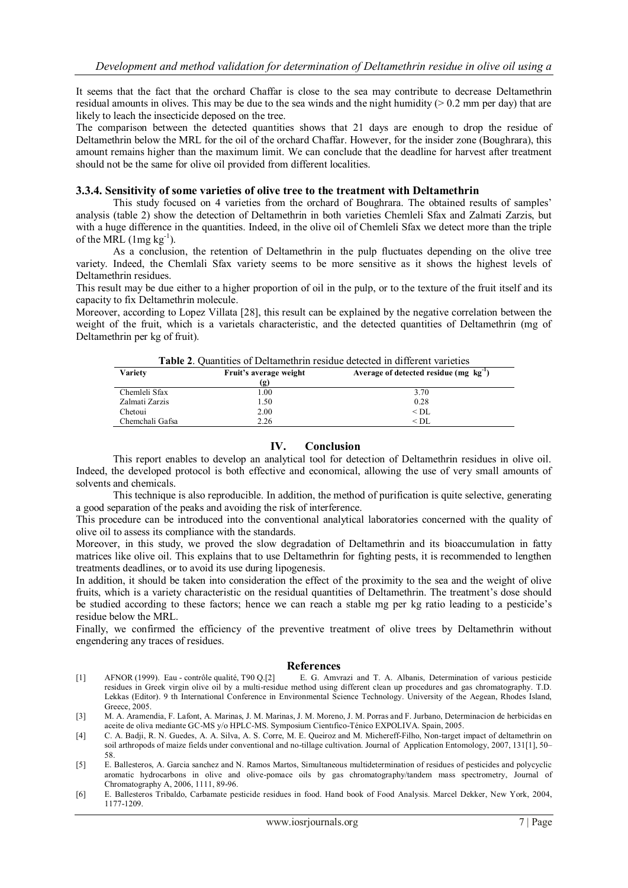It seems that the fact that the orchard Chaffar is close to the sea may contribute to decrease Deltamethrin residual amounts in olives. This may be due to the sea winds and the night humidity (> 0.2 mm per day) that are likely to leach the insecticide deposed on the tree.

The comparison between the detected quantities shows that 21 days are enough to drop the residue of Deltamethrin below the MRL for the oil of the orchard Chaffar. However, for the insider zone (Boughrara), this amount remains higher than the maximum limit. We can conclude that the deadline for harvest after treatment should not be the same for olive oil provided from different localities.

### 3.3.4. Sensitivity of some varieties of olive tree to the treatment with Deltamethrin

This study focused on 4 varieties from the orchard of Boughrara. The obtained results of samples' analysis (table 2) show the detection of Deltamethrin in both varieties Chemleli Sfax and Zalmati Zarzis, but with a huge difference in the quantities. Indeed, in the olive oil of Chemleli Sfax we detect more than the triple of the MRL (1mg $kg^{-1}$).

As a conclusion, the retention of Deltamethrin in the pulp fluctuates depending on the olive tree variety. Indeed, the Chemlali Sfax variety seems to be more sensitive as it shows the highest levels of Deltamethrin residues.

This result may be due either to a higher proportion of oil in the pulp, or to the texture of the fruit itself and its capacity to fix Deltamethrin molecule.

Moreover, according to Lopez Villata [28], this result can be explained by the negative correlation between the weight of the fruit, which is a varietals characteristic, and the detected quantities of Deltamethrin (mg of Deltamethrin per kg of fruit).

**Table 2**. Quantities of Deltamethrin residue detected in different varieties

| Variety | Fruit's average weight (g) | Average of detected residue (mg $kg^{-1}$) |
|---|---|---|
| Chemleli Sfax | 1.00 | 3.70 |
| Zalmati Zarzis | 1.50 | 0.28 |
| Chetoui | 2.00 | < DL |
| Chemchali Gafsa | 2.26 | < DL |

## IV. Conclusion

This report enables to develop an analytical tool for detection of Deltamethrin residues in olive oil. Indeed, the developed protocol is both effective and economical, allowing the use of very small amounts of solvents and chemicals.

This technique is also reproducible. In addition, the method of purification is quite selective, generating a good separation of the peaks and avoiding the risk of interference.

This procedure can be introduced into the conventional analytical laboratories concerned with the quality of olive oil to assess its compliance with the standards.

Moreover, in this study, we proved the slow degradation of Deltamethrin and its bioaccumulation in fatty matrices like olive oil. This explains that to use Deltamethrin for fighting pests, it is recommended to lengthen treatments deadlines, or to avoid its use during lipogenesis.

In addition, it should be taken into consideration the effect of the proximity to the sea and the weight of olive fruits, which is a variety characteristic on the residual quantities of Deltamethrin. The treatment's dose should be studied according to these factors; hence we can reach a stable mg per kg ratio leading to a pesticide's residue below the MRL.

Finally, we confirmed the efficiency of the preventive treatment of olive trees by Deltamethrin without engendering any traces of residues.

## References

[1] AFNOR (1999). Eau - contrôle qualité, T90 Q.[2] E. G. Amvrazi and T. A. Albanis, Determination of various pesticide residues in Greek virgin olive oil by a multi-residue method using different clean up procedures and gas chromatography. T.D. Lekkas (Editor). 9 th International Conference in Environmental Science Technology. University of the Aegean, Rhodes Island, Greece, 2005.

[3] M. A. Aramendia, F. Lafont, A. Marinas, J. M. Marinas, J. M. Moreno, J. M. Porras and F. Jurbano, Determinacion de herbicidas en aceite de oliva mediante GC-MS y/o HPLC-MS. Symposium Cientrfico-Ténico EXPOLIVA. Spain, 2005.

[4] C. A. Badji, R. N. Guedes, A. A. Silva, A. S. Corre, M. E. Queiroz and M. Michereff-Filho, Non-target impact of deltamethrin on soil arthropods of maize fields under conventional and no-tillage cultivation. Journal of Application Entomology, 2007, 131[1], 50–58.

[5] E. Ballesteros, A. Garcia sanchez and N. Ramos Martos, Simultaneous multidetermination of residues of pesticides and polycyclic aromatic hydrocarbons in olive and olive-pomace oils by gas chromatography/tandem mass spectrometry, Journal of Chromatography A, 2006, 1111, 89-96.

[6] E. Ballesteros Tribaldo, Carbamate pesticide residues in food. Hand book of Food Analysis. Marcel Dekker, New York, 2004, 1177-1209.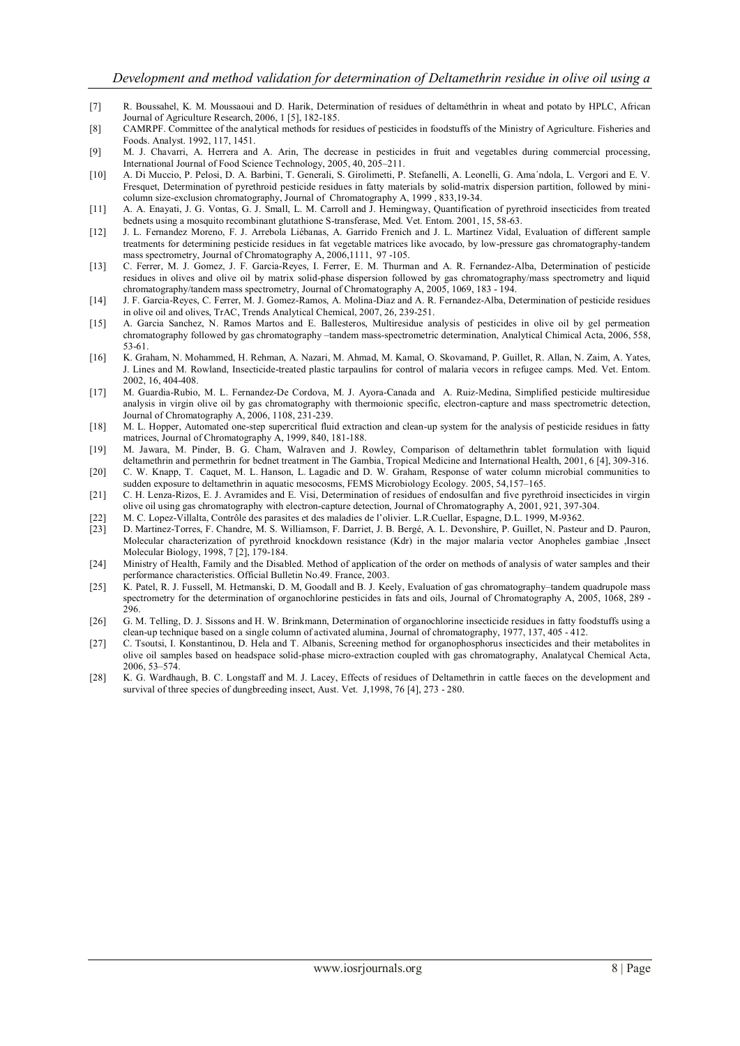[7] R. Boussahel, K. M. Moussaoui and D. Harik, Determination of residues of deltaméthrin in wheat and potato by HPLC, African Journal of Agriculture Research, 2006, 1 [5], 182-185.

[8] CAMRPF. Committee of the analytical methods for residues of pesticides in foodstuffs of the Ministry of Agriculture. Fisheries and Foods. Analyst. 1992, 117, 1451.

[9] M. J. Chavarri, A. Herrera and A. Arin, The decrease in pesticides in fruit and vegetables during commercial processing, International Journal of Food Science Technology, 2005, 40, 205–211.

[10] A. Di Muccio, P. Pelosi, D. A. Barbini, T. Generali, S. Girolimetti, P. Stefanelli, A. Leonelli, G. Ama´ndola, L. Vergori and E. V. Fresquet, Determination of pyrethroid pesticide residues in fatty materials by solid-matrix dispersion partition, followed by mini-column size-exclusion chromatography, Journal of Chromatography A, 1999 , 833,19-34.

[11] A. A. Enayati, J. G. Vontas, G. J. Small, L. M. Carroll and J. Hemingway, Quantification of pyrethroid insecticides from treated bednets using a mosquito recombinant glutathione S-transferase, Med. Vet. Entom. 2001, 15, 58-63.

[12] J. L. Fernandez Moreno, F. J. Arrebola Liébanas, A. Garrido Frenich and J. L. Martinez Vidal, Evaluation of different sample treatments for determining pesticide residues in fat vegetable matrices like avocado, by low-pressure gas chromatography-tandem mass spectrometry, Journal of Chromatography A, 2006,1111, 97 -105.

[13] C. Ferrer, M. J. Gomez, J. F. Garcia-Reyes, I. Ferrer, E. M. Thurman and A. R. Fernandez-Alba, Determination of pesticide residues in olives and olive oil by matrix solid-phase dispersion followed by gas chromatography/mass spectrometry and liquid chromatography/tandem mass spectrometry, Journal of Chromatography A, 2005, 1069, 183 - 194.

[14] J. F. Garcia-Reyes, C. Ferrer, M. J. Gomez-Ramos, A. Molina-Diaz and A. R. Fernandez-Alba, Determination of pesticide residues in olive oil and olives, TrAC, Trends Analytical Chemical, 2007, 26, 239-251.

[15] A. Garcia Sanchez, N. Ramos Martos and E. Ballesteros, Multiresidue analysis of pesticides in olive oil by gel permeation chromatography followed by gas chromatography –tandem mass-spectrometric determination, Analytical Chimical Acta, 2006, 558, 53-61.

[16] K. Graham, N. Mohammed, H. Rehman, A. Nazari, M. Ahmad, M. Kamal, O. Skovamand, P. Guillet, R. Allan, N. Zaim, A. Yates, J. Lines and M. Rowland, Insecticide-treated plastic tarpaulins for control of malaria vecors in refugee camps. Med. Vet. Entom. 2002, 16, 404-408.

[17] M. Guardia-Rubio, M. L. Fernandez-De Cordova, M. J. Ayora-Canada and A. Ruiz-Medina, Simplified pesticide multiresidue analysis in virgin olive oil by gas chromatography with thermoionic specific, electron-capture and mass spectrometric detection, Journal of Chromatography A, 2006, 1108, 231-239.

[18] M. L. Hopper, Automated one-step supercritical fluid extraction and clean-up system for the analysis of pesticide residues in fatty matrices, Journal of Chromatography A, 1999, 840, 181-188.

[19] M. Jawara, M. Pinder, B. G. Cham, Walraven and J. Rowley, Comparison of deltamethrin tablet formulation with liquid deltamethrin and permethrin for bednet treatment in The Gambia, Tropical Medicine and International Health, 2001, 6 [4], 309-316.

[20] C. W. Knapp, T. Caquet, M. L. Hanson, L. Lagadic and D. W. Graham, Response of water column microbial communities to sudden exposure to deltamethrin in aquatic mesocosms, FEMS Microbiology Ecology. 2005, 54,157–165.

[21] C. H. Lenza-Rizos, E. J. Avramides and E. Visi, Determination of residues of endosulfan and five pyrethroid insecticides in virgin olive oil using gas chromatography with electron-capture detection, Journal of Chromatography A, 2001, 921, 397-304.

[22] M. C. Lopez-Villalta, Contrôle des parasites et des maladies de l'olivier. L.R.Cuellar, Espagne, D.L. 1999, M-9362.

[23] D. Martinez-Torres, F. Chandre, M. S. Williamson, F. Darriet, J. B. Bergé, A. L. Devonshire, P. Guillet, N. Pasteur and D. Pauron, Molecular characterization of pyrethroid knockdown resistance (Kdr) in the major malaria vector Anopheles gambiae ,Insect Molecular Biology, 1998, 7 [2], 179-184.

[24] Ministry of Health, Family and the Disabled. Method of application of the order on methods of analysis of water samples and their performance characteristics. Official Bulletin No.49. France, 2003.

[25] K. Patel, R. J. Fussell, M. Hetmanski, D. M, Goodall and B. J. Keely, Evaluation of gas chromatography–tandem quadrupole mass spectrometry for the determination of organochlorine pesticides in fats and oils, Journal of Chromatography A, 2005, 1068, 289 - 296.

[26] G. M. Telling, D. J. Sissons and H. W. Brinkmann, Determination of organochlorine insecticide residues in fatty foodstuffs using a clean-up technique based on a single column of activated alumina, Journal of chromatography, 1977, 137, 405 - 412.

[27] C. Tsoutsi, I. Konstantinou, D. Hela and T. Albanis, Screening method for organophosphorus insecticides and their metabolites in olive oil samples based on headspace solid-phase micro-extraction coupled with gas chromatography, Analatycal Chemical Acta, 2006, 53–574.

[28] K. G. Wardhaugh, B. C. Longstaff and M. J. Lacey, Effects of residues of Deltamethrin in cattle faeces on the development and survival of three species of dungbreeding insect, Aust. Vet. J,1998, 76 [4], 273 - 280.